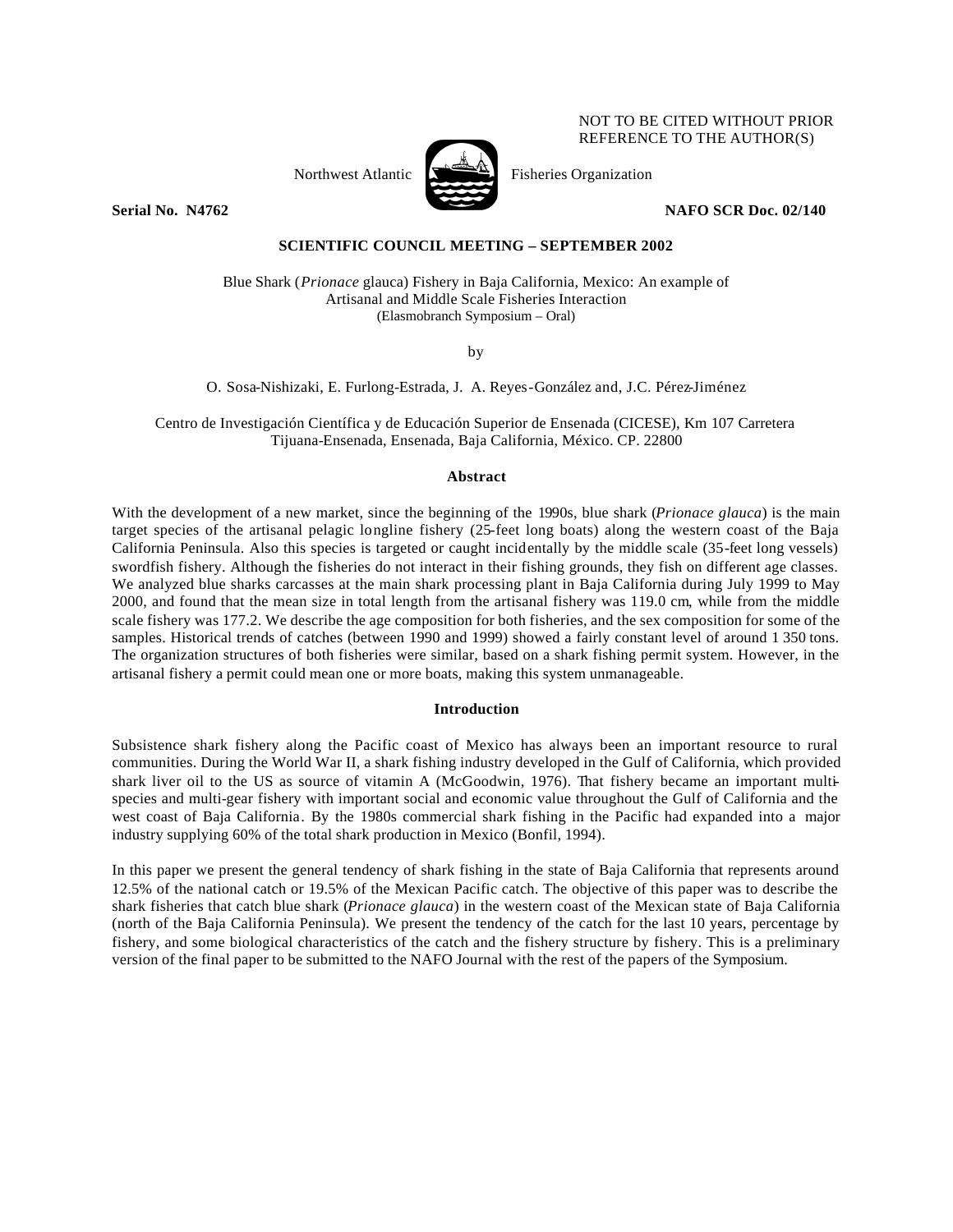NOT TO BE CITED WITHOUT PRIOR REFERENCE TO THE AUTHOR(S)

Northwest Atlantic Fisheries Organization

**Serial No. N4762** **NAFO SCR Doc. 02/140**

**SCIENTIFIC COUNCIL MEETING – SEPTEMBER 2002**

Blue Shark (*Prionace* glauca) Fishery in Baja California, Mexico: An example of Artisanal and Middle Scale Fisheries Interaction
(Elasmobranch Symposium – Oral)

by

O. Sosa-Nishizaki, E. Furlong-Estrada, J. A. Reyes-González and, J.C. Pérez-Jiménez

Centro de Investigación Científica y de Educación Superior de Ensenada (CICESE), Km 107 Carretera Tijuana-Ensenada, Ensenada, Baja California, México. CP. 22800

## Abstract

With the development of a new market, since the beginning of the 1990s, blue shark (*Prionace glauca*) is the main target species of the artisanal pelagic longline fishery (25-feet long boats) along the western coast of the Baja California Peninsula. Also this species is targeted or caught incidentally by the middle scale (35-feet long vessels) swordfish fishery. Although the fisheries do not interact in their fishing grounds, they fish on different age classes. We analyzed blue sharks carcasses at the main shark processing plant in Baja California during July 1999 to May 2000, and found that the mean size in total length from the artisanal fishery was 119.0 cm, while from the middle scale fishery was 177.2. We describe the age composition for both fisheries, and the sex composition for some of the samples. Historical trends of catches (between 1990 and 1999) showed a fairly constant level of around 1 350 tons. The organization structures of both fisheries were similar, based on a shark fishing permit system. However, in the artisanal fishery a permit could mean one or more boats, making this system unmanageable.

## Introduction

Subsistence shark fishery along the Pacific coast of Mexico has always been an important resource to rural communities. During the World War II, a shark fishing industry developed in the Gulf of California, which provided shark liver oil to the US as source of vitamin A (McGoodwin, 1976). That fishery became an important multi-species and multi-gear fishery with important social and economic value throughout the Gulf of California and the west coast of Baja California. By the 1980s commercial shark fishing in the Pacific had expanded into a major industry supplying 60% of the total shark production in Mexico (Bonfil, 1994).

In this paper we present the general tendency of shark fishing in the state of Baja California that represents around 12.5% of the national catch or 19.5% of the Mexican Pacific catch. The objective of this paper was to describe the shark fisheries that catch blue shark (*Prionace glauca*) in the western coast of the Mexican state of Baja California (north of the Baja California Peninsula). We present the tendency of the catch for the last 10 years, percentage by fishery, and some biological characteristics of the catch and the fishery structure by fishery. This is a preliminary version of the final paper to be submitted to the NAFO Journal with the rest of the papers of the Symposium.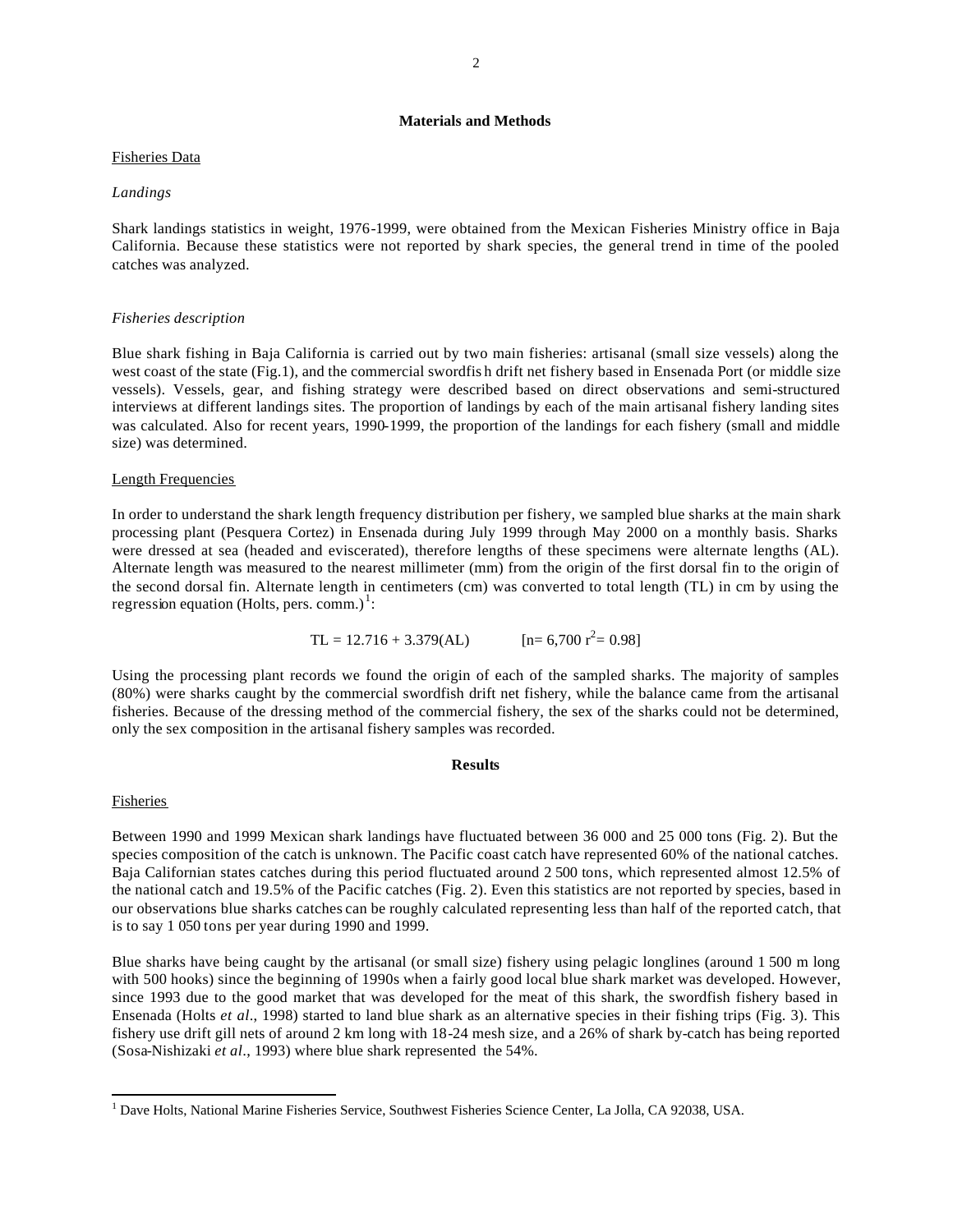## Materials and Methods

### Fisheries Data

*Landings*

Shark landings statistics in weight, 1976-1999, were obtained from the Mexican Fisheries Ministry office in Baja California. Because these statistics were not reported by shark species, the general trend in time of the pooled catches was analyzed.

*Fisheries description*

Blue shark fishing in Baja California is carried out by two main fisheries: artisanal (small size vessels) along the west coast of the state (Fig.1), and the commercial swordfis h drift net fishery based in Ensenada Port (or middle size vessels). Vessels, gear, and fishing strategy were described based on direct observations and semi-structured interviews at different landings sites. The proportion of landings by each of the main artisanal fishery landing sites was calculated. Also for recent years, 1990-1999, the proportion of the landings for each fishery (small and middle size) was determined.

### Length Frequencies

In order to understand the shark length frequency distribution per fishery, we sampled blue sharks at the main shark processing plant (Pesquera Cortez) in Ensenada during July 1999 through May 2000 on a monthly basis. Sharks were dressed at sea (headed and eviscerated), therefore lengths of these specimens were alternate lengths (AL). Alternate length was measured to the nearest millimeter (mm) from the origin of the first dorsal fin to the origin of the second dorsal fin. Alternate length in centimeters (cm) was converted to total length (TL) in cm by using the regression equation (Holts, pers. comm.)[1]:

$$TL = 12.716 + 3.379(AL) \qquad [n= 6{,}700 \; r^2= 0.98]$$

Using the processing plant records we found the origin of each of the sampled sharks. The majority of samples (80%) were sharks caught by the commercial swordfish drift net fishery, while the balance came from the artisanal fisheries. Because of the dressing method of the commercial fishery, the sex of the sharks could not be determined, only the sex composition in the artisanal fishery samples was recorded.

## Results

### Fisheries

Between 1990 and 1999 Mexican shark landings have fluctuated between 36 000 and 25 000 tons (Fig. 2). But the species composition of the catch is unknown. The Pacific coast catch have represented 60% of the national catches. Baja Californian states catches during this period fluctuated around 2 500 tons, which represented almost 12.5% of the national catch and 19.5% of the Pacific catches (Fig. 2). Even this statistics are not reported by species, based in our observations blue sharks catches can be roughly calculated representing less than half of the reported catch, that is to say 1 050 tons per year during 1990 and 1999.

Blue sharks have being caught by the artisanal (or small size) fishery using pelagic longlines (around 1 500 m long with 500 hooks) since the beginning of 1990s when a fairly good local blue shark market was developed. However, since 1993 due to the good market that was developed for the meat of this shark, the swordfish fishery based in Ensenada (Holts *et al*., 1998) started to land blue shark as an alternative species in their fishing trips (Fig. 3). This fishery use drift gill nets of around 2 km long with 18-24 mesh size, and a 26% of shark by-catch has being reported (Sosa-Nishizaki *et al*., 1993) where blue shark represented the 54%.

---

[1] Dave Holts, National Marine Fisheries Service, Southwest Fisheries Science Center, La Jolla, CA 92038, USA.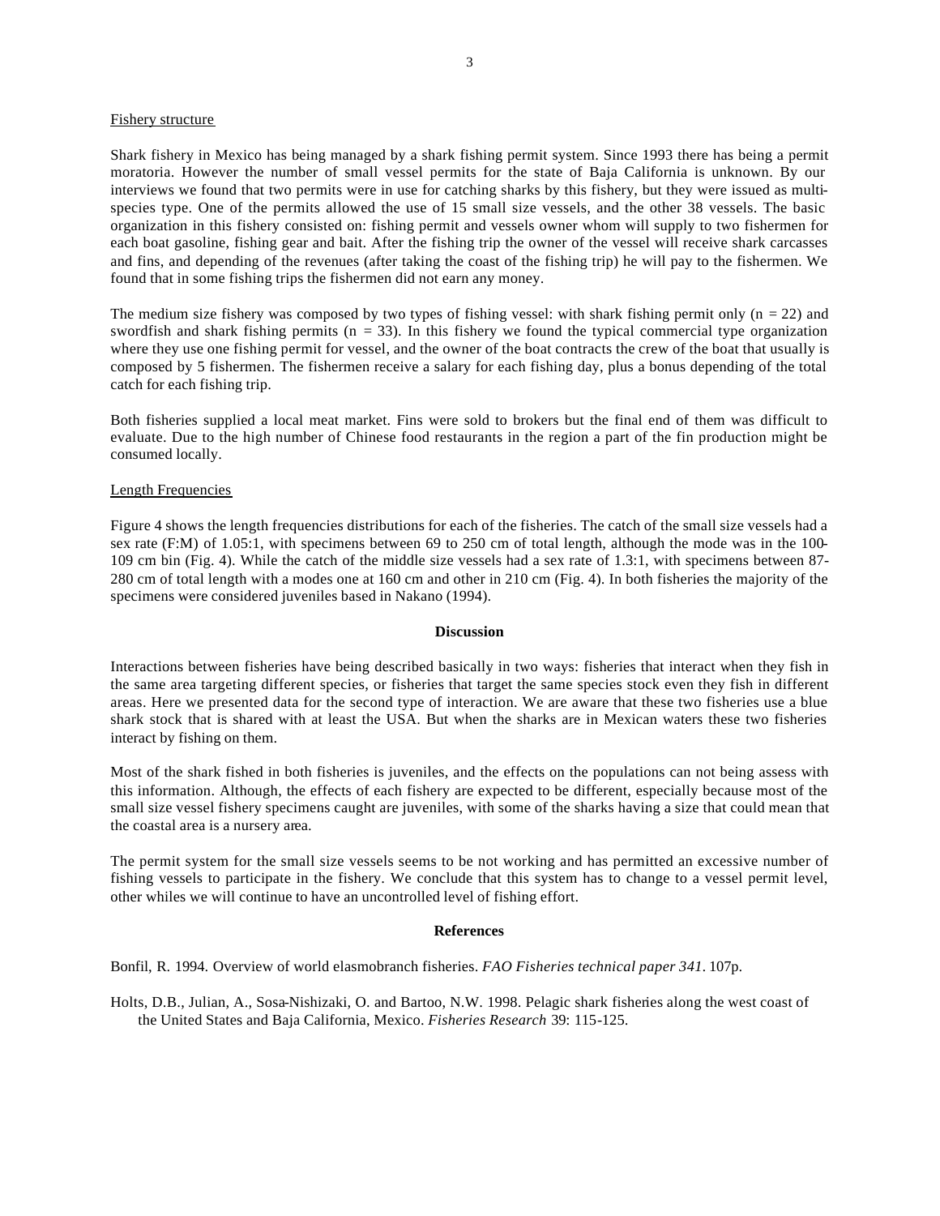Fishery structure

Shark fishery in Mexico has being managed by a shark fishing permit system. Since 1993 there has being a permit moratoria. However the number of small vessel permits for the state of Baja California is unknown. By our interviews we found that two permits were in use for catching sharks by this fishery, but they were issued as multi-species type. One of the permits allowed the use of 15 small size vessels, and the other 38 vessels. The basic organization in this fishery consisted on: fishing permit and vessels owner whom will supply to two fishermen for each boat gasoline, fishing gear and bait. After the fishing trip the owner of the vessel will receive shark carcasses and fins, and depending of the revenues (after taking the coast of the fishing trip) he will pay to the fishermen. We found that in some fishing trips the fishermen did not earn any money.

The medium size fishery was composed by two types of fishing vessel: with shark fishing permit only (n = 22) and swordfish and shark fishing permits (n = 33). In this fishery we found the typical commercial type organization where they use one fishing permit for vessel, and the owner of the boat contracts the crew of the boat that usually is composed by 5 fishermen. The fishermen receive a salary for each fishing day, plus a bonus depending of the total catch for each fishing trip.

Both fisheries supplied a local meat market. Fins were sold to brokers but the final end of them was difficult to evaluate. Due to the high number of Chinese food restaurants in the region a part of the fin production might be consumed locally.

Length Frequencies

Figure 4 shows the length frequencies distributions for each of the fisheries. The catch of the small size vessels had a sex rate (F:M) of 1.05:1, with specimens between 69 to 250 cm of total length, although the mode was in the 100-109 cm bin (Fig. 4). While the catch of the middle size vessels had a sex rate of 1.3:1, with specimens between 87-280 cm of total length with a modes one at 160 cm and other in 210 cm (Fig. 4). In both fisheries the majority of the specimens were considered juveniles based in Nakano (1994).

## Discussion

Interactions between fisheries have being described basically in two ways: fisheries that interact when they fish in the same area targeting different species, or fisheries that target the same species stock even they fish in different areas. Here we presented data for the second type of interaction. We are aware that these two fisheries use a blue shark stock that is shared with at least the USA. But when the sharks are in Mexican waters these two fisheries interact by fishing on them.

Most of the shark fished in both fisheries is juveniles, and the effects on the populations can not being assess with this information. Although, the effects of each fishery are expected to be different, especially because most of the small size vessel fishery specimens caught are juveniles, with some of the sharks having a size that could mean that the coastal area is a nursery area.

The permit system for the small size vessels seems to be not working and has permitted an excessive number of fishing vessels to participate in the fishery. We conclude that this system has to change to a vessel permit level, other whiles we will continue to have an uncontrolled level of fishing effort.

## References

Bonfil, R. 1994. Overview of world elasmobranch fisheries. *FAO Fisheries technical paper 341*. 107p.

Holts, D.B., Julian, A., Sosa-Nishizaki, O. and Bartoo, N.W. 1998. Pelagic shark fisheries along the west coast of the United States and Baja California, Mexico. *Fisheries Research* 39: 115-125.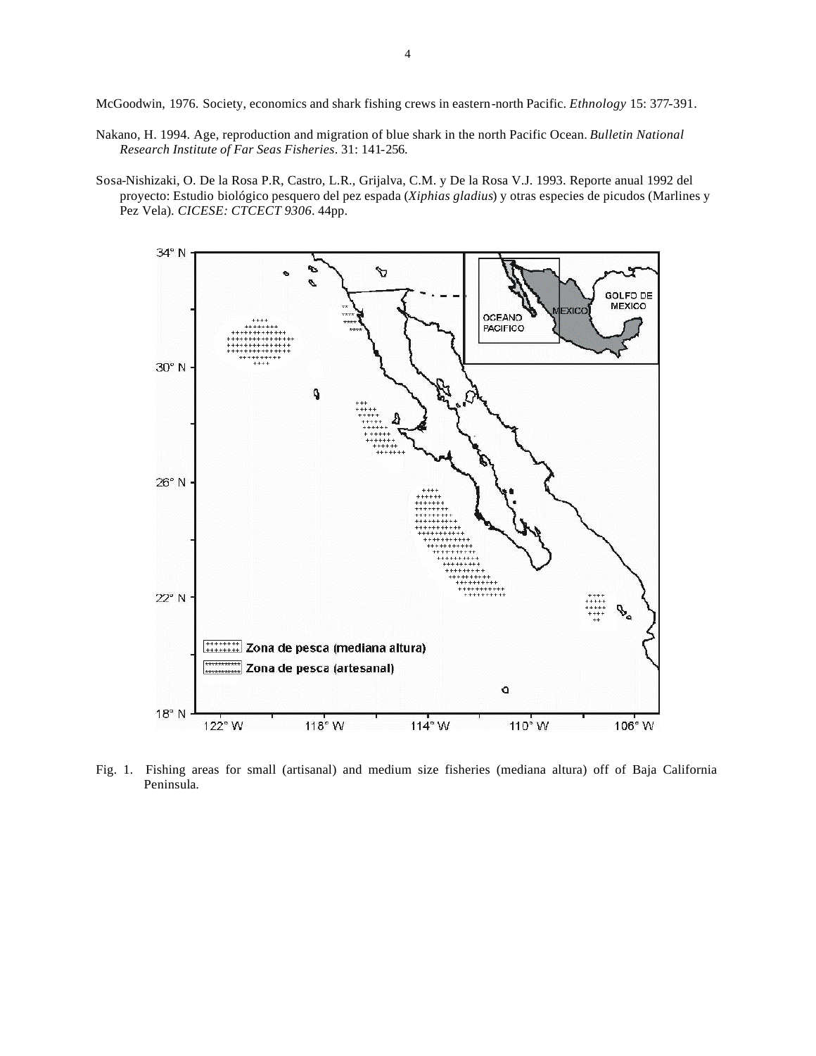McGoodwin, 1976. Society, economics and shark fishing crews in eastern-north Pacific. *Ethnology* 15: 377-391.

Nakano, H. 1994. Age, reproduction and migration of blue shark in the north Pacific Ocean. *Bulletin National Research Institute of Far Seas Fisheries*. 31: 141-256.

Sosa-Nishizaki, O. De la Rosa P.R, Castro, L.R., Grijalva, C.M. y De la Rosa V.J. 1993. Reporte anual 1992 del proyecto: Estudio biológico pesquero del pez espada (*Xiphias gladius*) y otras especies de picudos (Marlines y Pez Vela). *CICESE: CTCECT 9306*. 44pp.

Fig. 1. Fishing areas for small (artisanal) and medium size fisheries (mediana altura) off of Baja California Peninsula.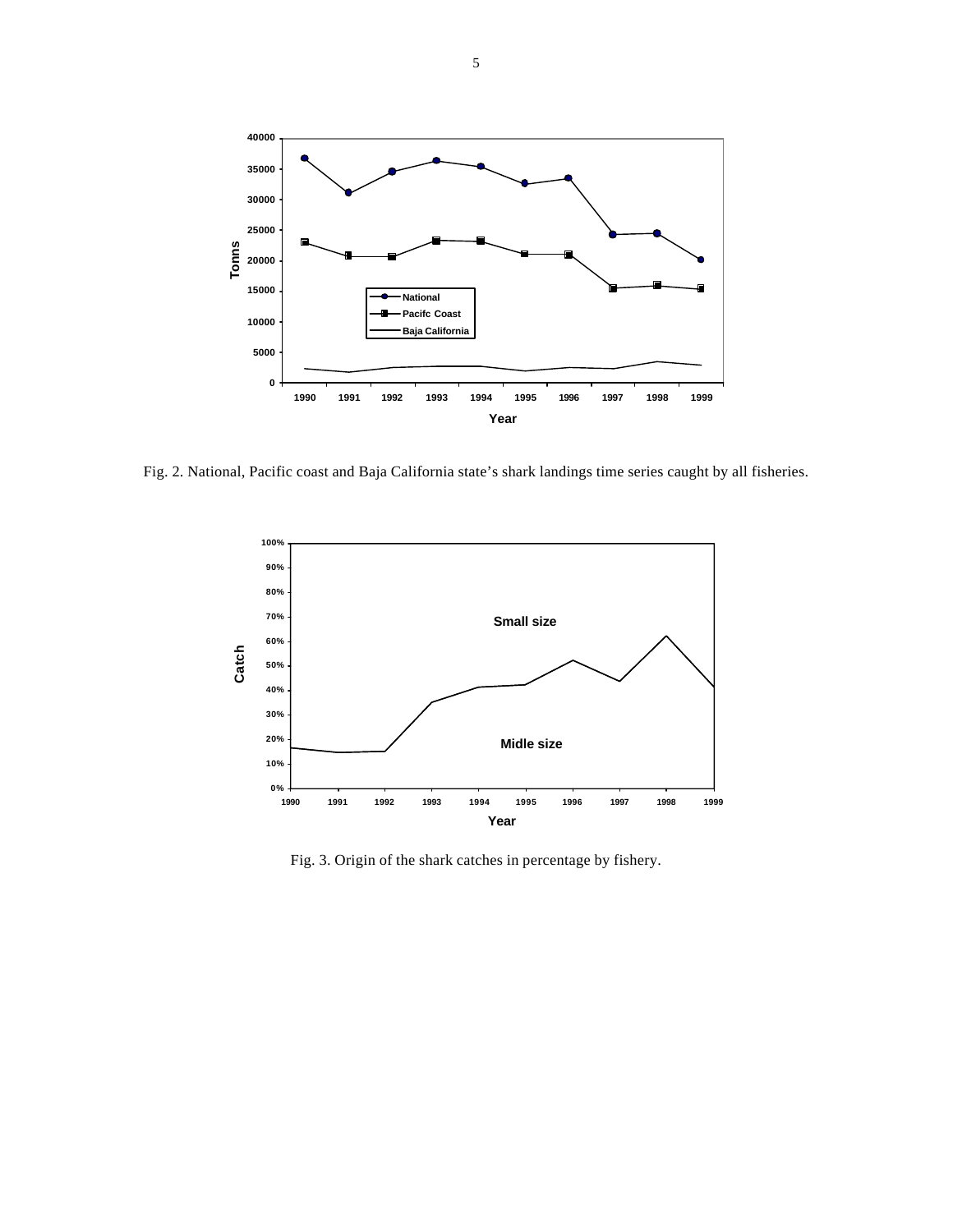Fig. 2. National, Pacific coast and Baja California state's shark landings time series caught by all fisheries.

Fig. 3. Origin of the shark catches in percentage by fishery.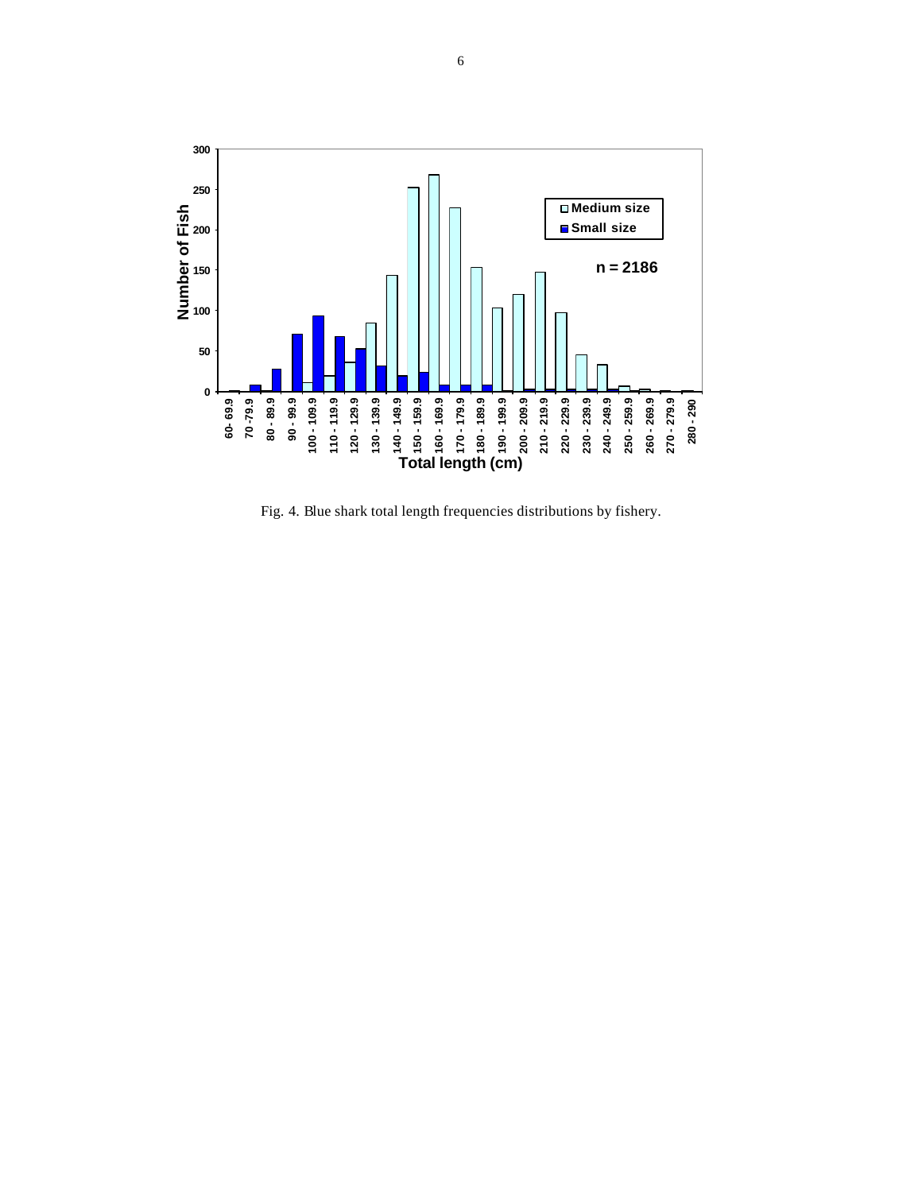300
250
200
150
100
50
0

Number of Fish

Medium size
Small size

n = 2186

60- 69.9
70 -79.9
80 - 89.9
90 - 99.9
100 - 109.9
110 - 119.9
120 - 129.9
130 - 139.9
140 - 149.9
150 - 159.9
160 - 169.9
170 - 179.9
180 - 189.9
190 - 199.9
200 - 209.9
210 - 219.9
220 - 229.9
230 - 239.9
240 - 249.9
250 - 259.9
260 - 269.9
270 - 279.9
280 - 290

Total length (cm)

Fig. 4. Blue shark total length frequencies distributions by fishery.